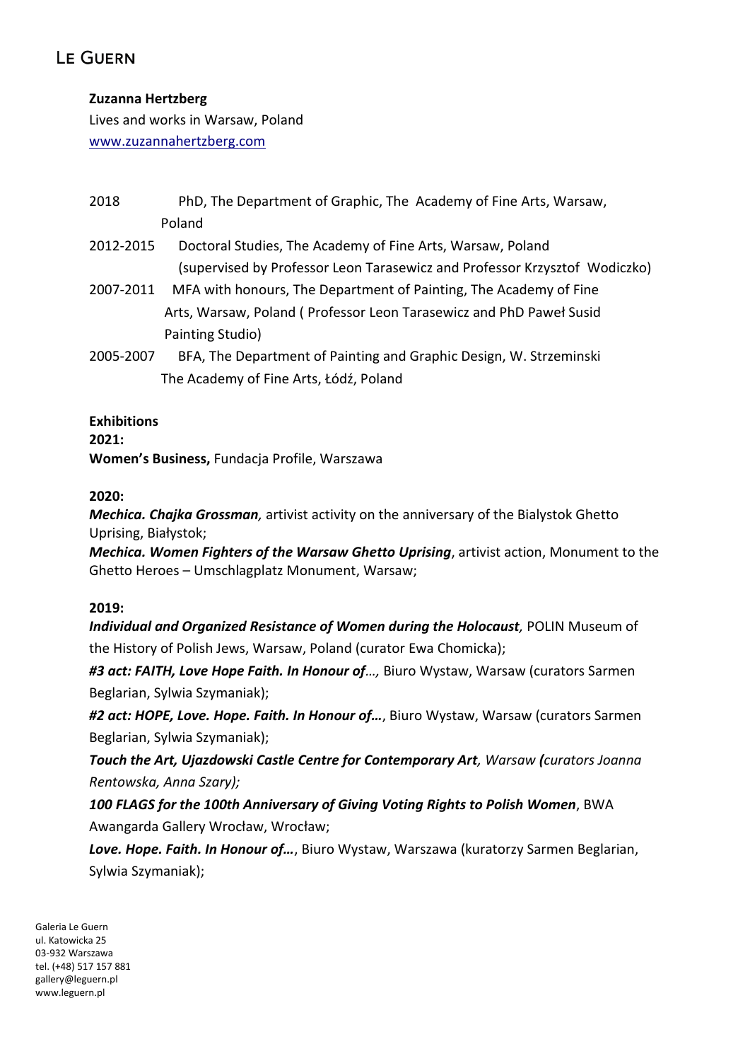# Le Guern

**Zuzanna Hertzberg**

Lives and works in Warsaw, Poland

www.zuzannahertzberg.com

2018 PhD, The Department of Graphic, The Academy of Fine Arts, Warsaw, Poland

2012-2015 Doctoral Studies, The Academy of Fine Arts, Warsaw, Poland (supervised by Professor Leon Tarasewicz and Professor Krzysztof Wodiczko)

2007-2011 MFA with honours, The Department of Painting, The Academy of Fine Arts, Warsaw, Poland ( Professor Leon Tarasewicz and PhD Paweł Susid Painting Studio)

2005-2007 BFA, The Department of Painting and Graphic Design, W. Strzeminski The Academy of Fine Arts, Łódź, Poland

**Exhibitions**

**2021:**

**Women's Business,** Fundacja Profile, Warszawa

**2020:**

***Mechica. Chajka Grossman,*** artivist activity on the anniversary of the Bialystok Ghetto Uprising, Białystok;

***Mechica. Women Fighters of the Warsaw Ghetto Uprising***, artivist action, Monument to the Ghetto Heroes – Umschlagplatz Monument, Warsaw;

**2019:**

***Individual and Organized Resistance of Women during the Holocaust,*** POLIN Museum of the History of Polish Jews, Warsaw, Poland (curator Ewa Chomicka);

***#3 act: FAITH, Love Hope Faith. In Honour of…,*** Biuro Wystaw, Warsaw (curators Sarmen Beglarian, Sylwia Szymaniak);

***#2 act: HOPE, Love. Hope. Faith. In Honour of…***, Biuro Wystaw, Warsaw (curators Sarmen Beglarian, Sylwia Szymaniak);

***Touch the Art, Ujazdowski Castle Centre for Contemporary Art**, Warsaw **(**curators Joanna Rentowska, Anna Szary);*

***100 FLAGS for the 100th Anniversary of Giving Voting Rights to Polish Women***, BWA Awangarda Gallery Wrocław, Wrocław;

***Love. Hope. Faith. In Honour of…***, Biuro Wystaw, Warszawa (kuratorzy Sarmen Beglarian, Sylwia Szymaniak);

Galeria Le Guern
ul. Katowicka 25
03-932 Warszawa
tel. (+48) 517 157 881
gallery@leguern.pl
www.leguern.pl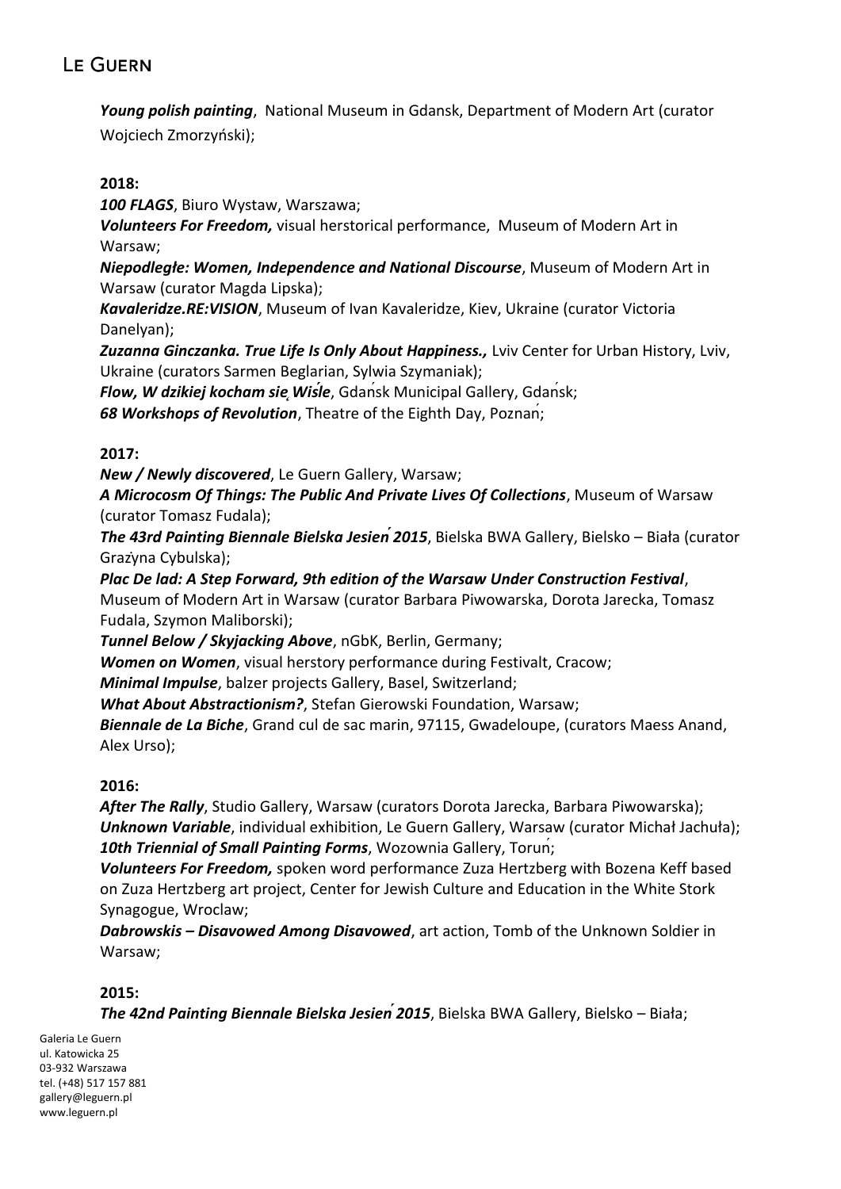***Young polish painting***, National Museum in Gdansk, Department of Modern Art (curator Wojciech Zmorzyński);

**2018:**

***100 FLAGS***, Biuro Wystaw, Warszawa;
***Volunteers For Freedom,*** visual herstorical performance, Museum of Modern Art in Warsaw;
***Niepodległe: Women, Independence and National Discourse***, Museum of Modern Art in Warsaw (curator Magda Lipska);
***Kavaleridze.RE:VISION***, Museum of Ivan Kavaleridze, Kiev, Ukraine (curator Victoria Danelyan);
***Zuzanna Ginczanka. True Life Is Only About Happiness.,*** Lviv Center for Urban History, Lviv, Ukraine (curators Sarmen Beglarian, Sylwia Szymaniak);
***Flow, W dzikiej kocham się Wiśle***, Gdańsk Municipal Gallery, Gdańsk;
***68 Workshops of Revolution***, Theatre of the Eighth Day, Poznań;

**2017:**

***New / Newly discovered***, Le Guern Gallery, Warsaw;
***A Microcosm Of Things: The Public And Private Lives Of Collections***, Museum of Warsaw (curator Tomasz Fudala);
***The 43rd Painting Biennale Bielska Jesień 2015***, Bielska BWA Gallery, Bielsko – Biała (curator Grażyna Cybulska);
***Plac De lad: A Step Forward, 9th edition of the Warsaw Under Construction Festival***, Museum of Modern Art in Warsaw (curator Barbara Piwowarska, Dorota Jarecka, Tomasz Fudala, Szymon Maliborski);
***Tunnel Below / Skyjacking Above***, nGbK, Berlin, Germany;
***Women on Women***, visual herstory performance during Festivalt, Cracow;
***Minimal Impulse***, balzer projects Gallery, Basel, Switzerland;
***What About Abstractionism?***, Stefan Gierowski Foundation, Warsaw;
***Biennale de La Biche***, Grand cul de sac marin, 97115, Gwadeloupe, (curators Maess Anand, Alex Urso);

**2016:**

***After The Rally***, Studio Gallery, Warsaw (curators Dorota Jarecka, Barbara Piwowarska);
***Unknown Variable***, individual exhibition, Le Guern Gallery, Warsaw (curator Michał Jachuła);
***10th Triennial of Small Painting Forms***, Wozownia Gallery, Toruń;
***Volunteers For Freedom,*** spoken word performance Zuza Hertzberg with Bozena Keff based on Zuza Hertzberg art project, Center for Jewish Culture and Education in the White Stork Synagogue, Wroclaw;
***Dabrowskis – Disavowed Among Disavowed***, art action, Tomb of the Unknown Soldier in Warsaw;

**2015:**

***The 42nd Painting Biennale Bielska Jesień 2015***, Bielska BWA Gallery, Bielsko – Biała;

Galeria Le Guern
ul. Katowicka 25
03-932 Warszawa
tel. (+48) 517 157 881
gallery@leguern.pl
www.leguern.pl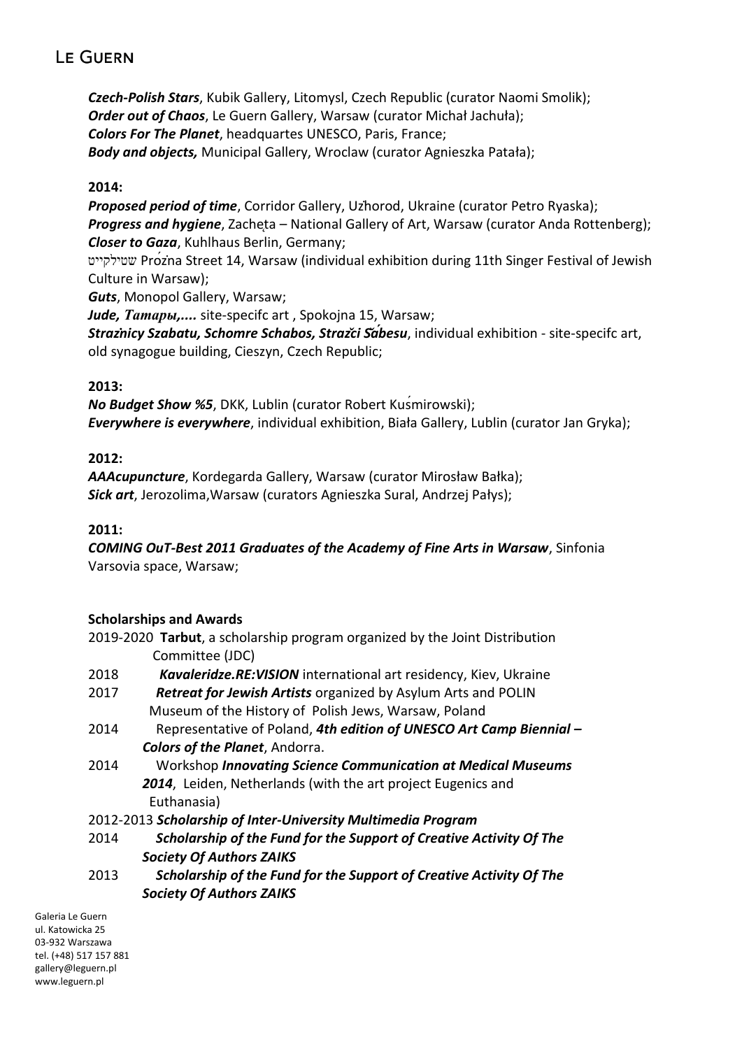***Czech-Polish Stars***, Kubik Gallery, Litomysl, Czech Republic (curator Naomi Smolik);
***Order out of Chaos***, Le Guern Gallery, Warsaw (curator Michał Jachuła);
***Colors For The Planet***, headquartes UNESCO, Paris, France;
***Body and objects,*** Municipal Gallery, Wroclaw (curator Agnieszka Patała);

**2014:**

***Proposed period of time***, Corridor Gallery, Užhorod, Ukraine (curator Petro Ryaska);
***Progress and hygiene***, Zachęta – National Gallery of Art, Warsaw (curator Anda Rottenberg);
***Closer to Gaza***, Kuhlhaus Berlin, Germany;
שטילקייט Próżna Street 14, Warsaw (individual exhibition during 11th Singer Festival of Jewish Culture in Warsaw);
***Guts***, Monopol Gallery, Warsaw;
***Jude, Татары,....*** site-specifc art , Spokojna 15, Warsaw;
***Strażnicy Szabatu, Schomre Schabos, Strážci Šábesu***, individual exhibition - site-specifc art, old synagogue building, Cieszyn, Czech Republic;

**2013:**

***No Budget Show %5***, DKK, Lublin (curator Robert Kuśmirowski);
***Everywhere is everywhere***, individual exhibition, Biała Gallery, Lublin (curator Jan Gryka);

**2012:**

***AAAcupuncture***, Kordegarda Gallery, Warsaw (curator Mirosław Bałka);
***Sick art***, Jerozolima,Warsaw (curators Agnieszka Sural, Andrzej Pałys);

**2011:**

***COMING OuT-Best 2011 Graduates of the Academy of Fine Arts in Warsaw***, Sinfonia Varsovia space, Warsaw;

**Scholarships and Awards**

2019-2020 **Tarbut**, a scholarship program organized by the Joint Distribution Committee (JDC)

2018 ***Kavaleridze.RE:VISION*** international art residency, Kiev, Ukraine

2017 ***Retreat for Jewish Artists*** organized by Asylum Arts and POLIN Museum of the History of Polish Jews, Warsaw, Poland

2014 Representative of Poland, ***4th edition of UNESCO Art Camp Biennial – Colors of the Planet***, Andorra.

2014 Workshop ***Innovating Science Communication at Medical Museums 2014***, Leiden, Netherlands (with the art project Eugenics and Euthanasia)

2012-2013 ***Scholarship of Inter-University Multimedia Program***

2014 ***Scholarship of the Fund for the Support of Creative Activity Of The Society Of Authors ZAIKS***

2013 ***Scholarship of the Fund for the Support of Creative Activity Of The Society Of Authors ZAIKS***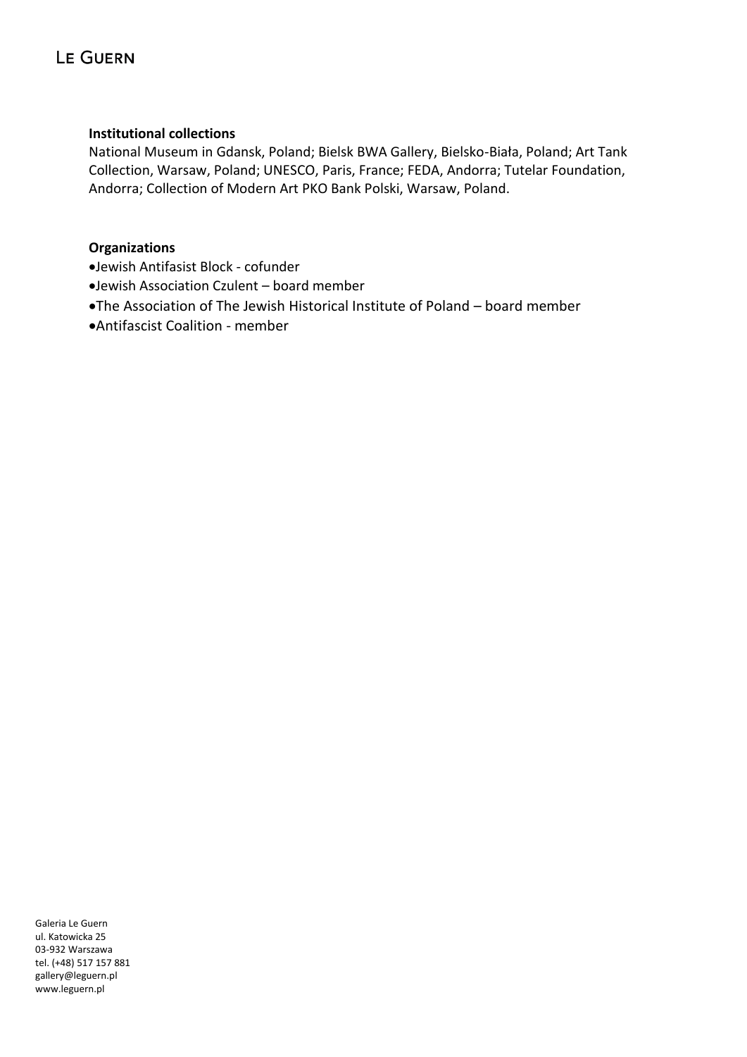**Institutional collections**

National Museum in Gdansk, Poland; Bielsk BWA Gallery, Bielsko-Biała, Poland; Art Tank Collection, Warsaw, Poland; UNESCO, Paris, France; FEDA, Andorra; Tutelar Foundation, Andorra; Collection of Modern Art PKO Bank Polski, Warsaw, Poland.

**Organizations**

- Jewish Antifasist Block - cofunder
- Jewish Association Czulent – board member
- The Association of The Jewish Historical Institute of Poland – board member
- Antifascist Coalition - member